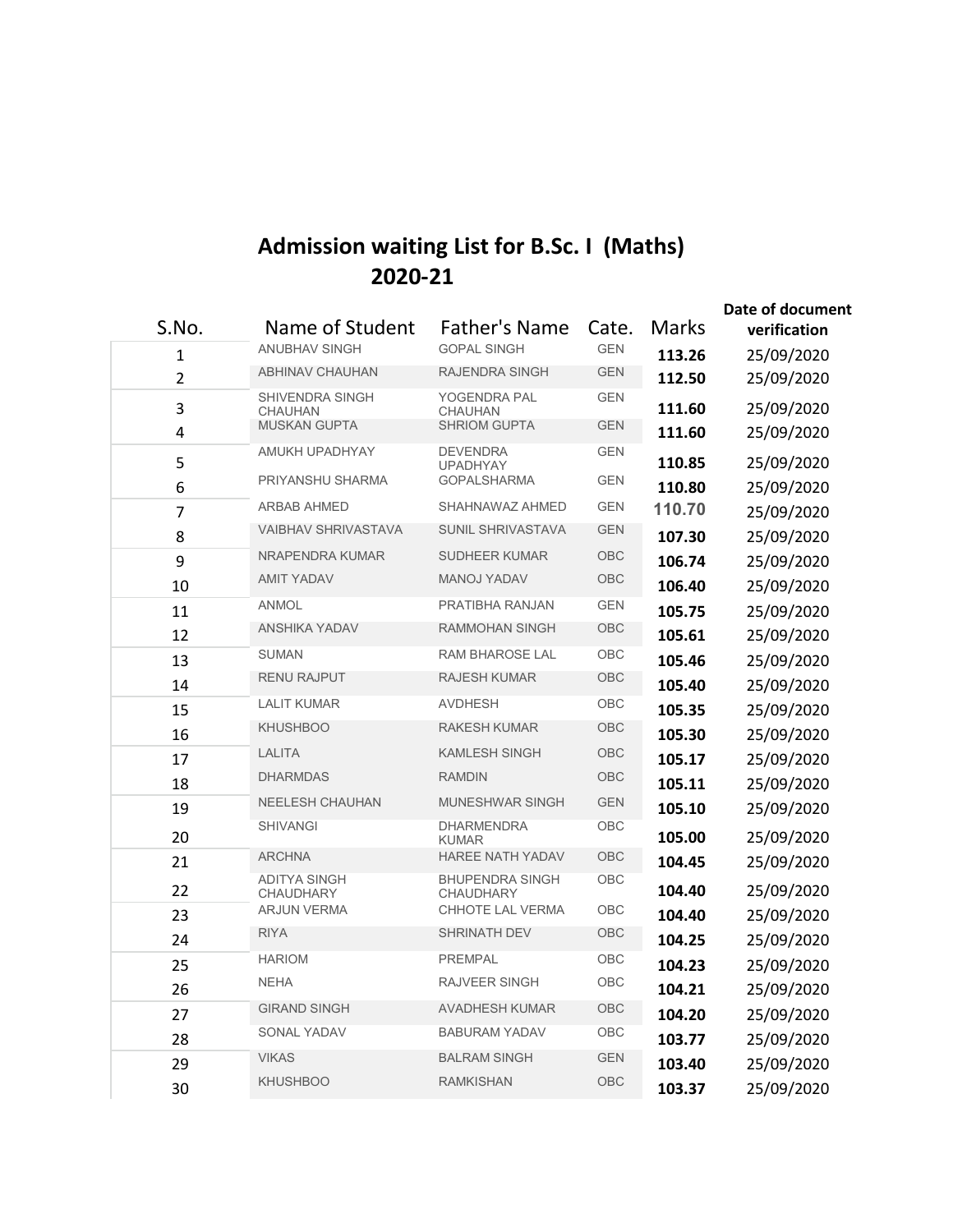# Admission waiting List for B.Sc. I (Maths) 2020-21

| S.No. | Name of Student | Father's Name | Cate. | Marks | Date of document verification |
|---|---|---|---|---|---|
| 1 | ANUBHAV SINGH | GOPAL SINGH | GEN | **113.26** | 25/09/2020 |
| 2 | ABHINAV CHAUHAN | RAJENDRA SINGH | GEN | **112.50** | 25/09/2020 |
| 3 | SHIVENDRA SINGH CHAUHAN | YOGENDRA PAL CHAUHAN | GEN | **111.60** | 25/09/2020 |
| 4 | MUSKAN GUPTA | SHRIOM GUPTA | GEN | **111.60** | 25/09/2020 |
| 5 | AMUKH UPADHYAY | DEVENDRA UPADHYAY | GEN | **110.85** | 25/09/2020 |
| 6 | PRIYANSHU SHARMA | GOPALSHARMA | GEN | **110.80** | 25/09/2020 |
| 7 | ARBAB AHMED | SHAHNAWAZ AHMED | GEN | **110.70** | 25/09/2020 |
| 8 | VAIBHAV SHRIVASTAVA | SUNIL SHRIVASTAVA | GEN | **107.30** | 25/09/2020 |
| 9 | NRAPENDRA KUMAR | SUDHEER KUMAR | OBC | **106.74** | 25/09/2020 |
| 10 | AMIT YADAV | MANOJ YADAV | OBC | **106.40** | 25/09/2020 |
| 11 | ANMOL | PRATIBHA RANJAN | GEN | **105.75** | 25/09/2020 |
| 12 | ANSHIKA YADAV | RAMMOHAN SINGH | OBC | **105.61** | 25/09/2020 |
| 13 | SUMAN | RAM BHAROSE LAL | OBC | **105.46** | 25/09/2020 |
| 14 | RENU RAJPUT | RAJESH KUMAR | OBC | **105.40** | 25/09/2020 |
| 15 | LALIT KUMAR | AVDHESH | OBC | **105.35** | 25/09/2020 |
| 16 | KHUSHBOO | RAKESH KUMAR | OBC | **105.30** | 25/09/2020 |
| 17 | LALITA | KAMLESH SINGH | OBC | **105.17** | 25/09/2020 |
| 18 | DHARMDAS | RAMDIN | OBC | **105.11** | 25/09/2020 |
| 19 | NEELESH CHAUHAN | MUNESHWAR SINGH | GEN | **105.10** | 25/09/2020 |
| 20 | SHIVANGI | DHARMENDRA KUMAR | OBC | **105.00** | 25/09/2020 |
| 21 | ARCHNA | HAREE NATH YADAV | OBC | **104.45** | 25/09/2020 |
| 22 | ADITYA SINGH CHAUDHARY | BHUPENDRA SINGH CHAUDHARY | OBC | **104.40** | 25/09/2020 |
| 23 | ARJUN VERMA | CHHOTE LAL VERMA | OBC | **104.40** | 25/09/2020 |
| 24 | RIYA | SHRINATH DEV | OBC | **104.25** | 25/09/2020 |
| 25 | HARIOM | PREMPAL | OBC | **104.23** | 25/09/2020 |
| 26 | NEHA | RAJVEER SINGH | OBC | **104.21** | 25/09/2020 |
| 27 | GIRAND SINGH | AVADHESH KUMAR | OBC | **104.20** | 25/09/2020 |
| 28 | SONAL YADAV | BABURAM YADAV | OBC | **103.77** | 25/09/2020 |
| 29 | VIKAS | BALRAM SINGH | GEN | **103.40** | 25/09/2020 |
| 30 | KHUSHBOO | RAMKISHAN | OBC | **103.37** | 25/09/2020 |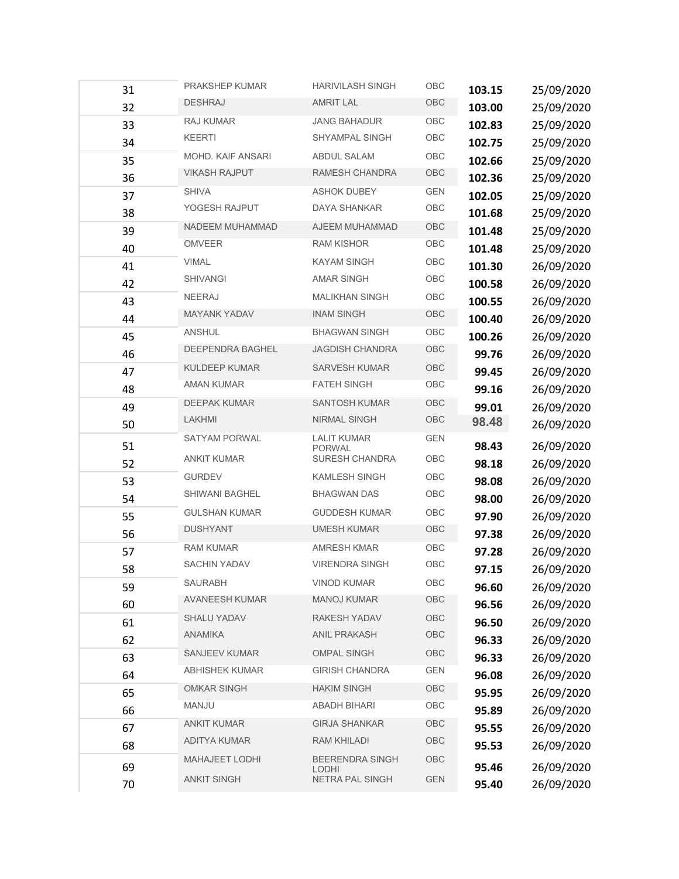| | | | | | |
|---|---|---|---|---|---|
| 31 | PRAKSHEP KUMAR | HARIVILASH SINGH | OBC | **103.15** | 25/09/2020 |
| 32 | DESHRAJ | AMRIT LAL | OBC | **103.00** | 25/09/2020 |
| 33 | RAJ KUMAR | JANG BAHADUR | OBC | **102.83** | 25/09/2020 |
| 34 | KEERTI | SHYAMPAL SINGH | OBC | **102.75** | 25/09/2020 |
| 35 | MOHD. KAIF ANSARI | ABDUL SALAM | OBC | **102.66** | 25/09/2020 |
| 36 | VIKASH RAJPUT | RAMESH CHANDRA | OBC | **102.36** | 25/09/2020 |
| 37 | SHIVA | ASHOK DUBEY | GEN | **102.05** | 25/09/2020 |
| 38 | YOGESH RAJPUT | DAYA SHANKAR | OBC | **101.68** | 25/09/2020 |
| 39 | NADEEM MUHAMMAD | AJEEM MUHAMMAD | OBC | **101.48** | 25/09/2020 |
| 40 | OMVEER | RAM KISHOR | OBC | **101.48** | 25/09/2020 |
| 41 | VIMAL | KAYAM SINGH | OBC | **101.30** | 26/09/2020 |
| 42 | SHIVANGI | AMAR SINGH | OBC | **100.58** | 26/09/2020 |
| 43 | NEERAJ | MALIKHAN SINGH | OBC | **100.55** | 26/09/2020 |
| 44 | MAYANK YADAV | INAM SINGH | OBC | **100.40** | 26/09/2020 |
| 45 | ANSHUL | BHAGWAN SINGH | OBC | **100.26** | 26/09/2020 |
| 46 | DEEPENDRA BAGHEL | JAGDISH CHANDRA | OBC | **99.76** | 26/09/2020 |
| 47 | KULDEEP KUMAR | SARVESH KUMAR | OBC | **99.45** | 26/09/2020 |
| 48 | AMAN KUMAR | FATEH SINGH | OBC | **99.16** | 26/09/2020 |
| 49 | DEEPAK KUMAR | SANTOSH KUMAR | OBC | **99.01** | 26/09/2020 |
| 50 | LAKHMI | NIRMAL SINGH | OBC | **98.48** | 26/09/2020 |
| 51 | SATYAM PORWAL | LALIT KUMAR PORWAL | GEN | **98.43** | 26/09/2020 |
| 52 | ANKIT KUMAR | SURESH CHANDRA | OBC | **98.18** | 26/09/2020 |
| 53 | GURDEV | KAMLESH SINGH | OBC | **98.08** | 26/09/2020 |
| 54 | SHIWANI BAGHEL | BHAGWAN DAS | OBC | **98.00** | 26/09/2020 |
| 55 | GULSHAN KUMAR | GUDDESH KUMAR | OBC | **97.90** | 26/09/2020 |
| 56 | DUSHYANT | UMESH KUMAR | OBC | **97.38** | 26/09/2020 |
| 57 | RAM KUMAR | AMRESH KMAR | OBC | **97.28** | 26/09/2020 |
| 58 | SACHIN YADAV | VIRENDRA SINGH | OBC | **97.15** | 26/09/2020 |
| 59 | SAURABH | VINOD KUMAR | OBC | **96.60** | 26/09/2020 |
| 60 | AVANEESH KUMAR | MANOJ KUMAR | OBC | **96.56** | 26/09/2020 |
| 61 | SHALU YADAV | RAKESH YADAV | OBC | **96.50** | 26/09/2020 |
| 62 | ANAMIKA | ANIL PRAKASH | OBC | **96.33** | 26/09/2020 |
| 63 | SANJEEV KUMAR | OMPAL SINGH | OBC | **96.33** | 26/09/2020 |
| 64 | ABHISHEK KUMAR | GIRISH CHANDRA | GEN | **96.08** | 26/09/2020 |
| 65 | OMKAR SINGH | HAKIM SINGH | OBC | **95.95** | 26/09/2020 |
| 66 | MANJU | ABADH BIHARI | OBC | **95.89** | 26/09/2020 |
| 67 | ANKIT KUMAR | GIRJA SHANKAR | OBC | **95.55** | 26/09/2020 |
| 68 | ADITYA KUMAR | RAM KHILADI | OBC | **95.53** | 26/09/2020 |
| 69 | MAHAJEET LODHI | BEERENDRA SINGH LODHI | OBC | **95.46** | 26/09/2020 |
| 70 | ANKIT SINGH | NETRA PAL SINGH | GEN | **95.40** | 26/09/2020 |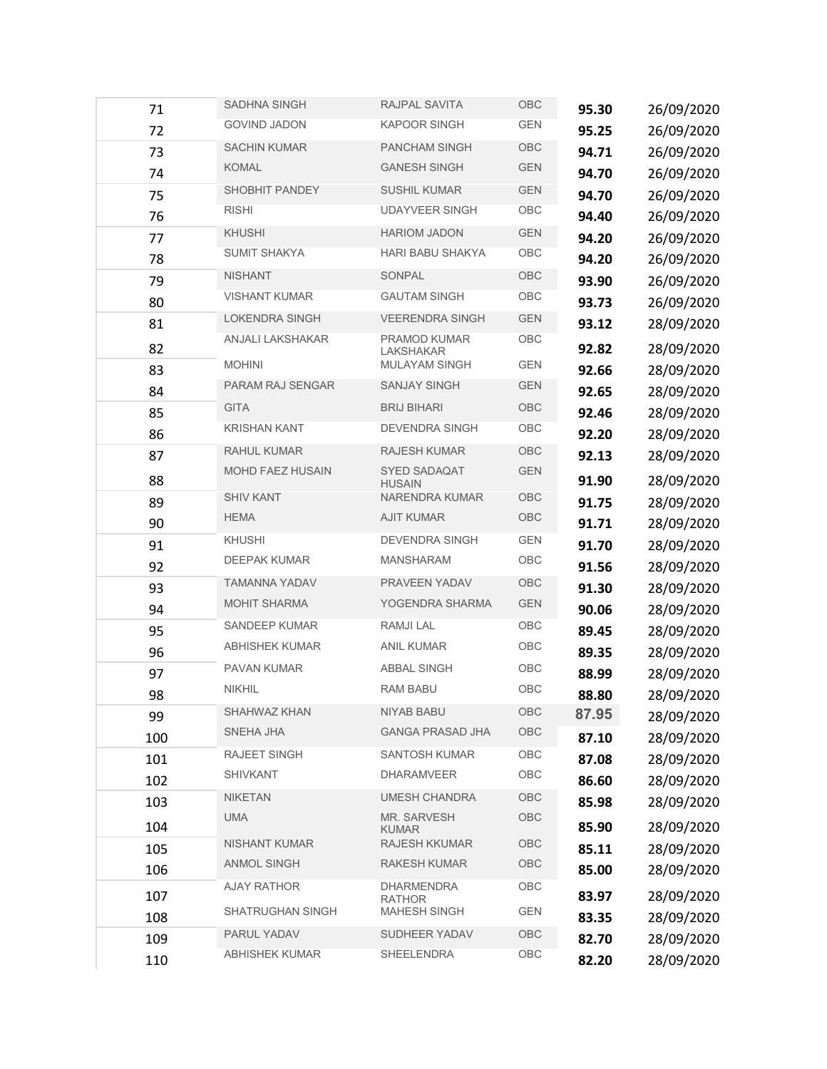| | | | | | |
|---|---|---|---|---|---|
| 71 | SADHNA SINGH | RAJPAL SAVITA | OBC | **95.30** | 26/09/2020 |
| 72 | GOVIND JADON | KAPOOR SINGH | GEN | **95.25** | 26/09/2020 |
| 73 | SACHIN KUMAR | PANCHAM SINGH | OBC | **94.71** | 26/09/2020 |
| 74 | KOMAL | GANESH SINGH | GEN | **94.70** | 26/09/2020 |
| 75 | SHOBHIT PANDEY | SUSHIL KUMAR | GEN | **94.70** | 26/09/2020 |
| 76 | RISHI | UDAYVEER SINGH | OBC | **94.40** | 26/09/2020 |
| 77 | KHUSHI | HARIOM JADON | GEN | **94.20** | 26/09/2020 |
| 78 | SUMIT SHAKYA | HARI BABU SHAKYA | OBC | **94.20** | 26/09/2020 |
| 79 | NISHANT | SONPAL | OBC | **93.90** | 26/09/2020 |
| 80 | VISHANT KUMAR | GAUTAM SINGH | OBC | **93.73** | 26/09/2020 |
| 81 | LOKENDRA SINGH | VEERENDRA SINGH | GEN | **93.12** | 28/09/2020 |
| 82 | ANJALI LAKSHAKAR | PRAMOD KUMAR LAKSHAKAR | OBC | **92.82** | 28/09/2020 |
| 83 | MOHINI | MULAYAM SINGH | GEN | **92.66** | 28/09/2020 |
| 84 | PARAM RAJ SENGAR | SANJAY SINGH | GEN | **92.65** | 28/09/2020 |
| 85 | GITA | BRIJ BIHARI | OBC | **92.46** | 28/09/2020 |
| 86 | KRISHAN KANT | DEVENDRA SINGH | OBC | **92.20** | 28/09/2020 |
| 87 | RAHUL KUMAR | RAJESH KUMAR | OBC | **92.13** | 28/09/2020 |
| 88 | MOHD FAEZ HUSAIN | SYED SADAQAT HUSAIN | GEN | **91.90** | 28/09/2020 |
| 89 | SHIV KANT | NARENDRA KUMAR | OBC | **91.75** | 28/09/2020 |
| 90 | HEMA | AJIT KUMAR | OBC | **91.71** | 28/09/2020 |
| 91 | KHUSHI | DEVENDRA SINGH | GEN | **91.70** | 28/09/2020 |
| 92 | DEEPAK KUMAR | MANSHARAM | OBC | **91.56** | 28/09/2020 |
| 93 | TAMANNA YADAV | PRAVEEN YADAV | OBC | **91.30** | 28/09/2020 |
| 94 | MOHIT SHARMA | YOGENDRA SHARMA | GEN | **90.06** | 28/09/2020 |
| 95 | SANDEEP KUMAR | RAMJI LAL | OBC | **89.45** | 28/09/2020 |
| 96 | ABHISHEK KUMAR | ANIL KUMAR | OBC | **89.35** | 28/09/2020 |
| 97 | PAVAN KUMAR | ABBAL SINGH | OBC | **88.99** | 28/09/2020 |
| 98 | NIKHIL | RAM BABU | OBC | **88.80** | 28/09/2020 |
| 99 | SHAHWAZ KHAN | NIYAB BABU | OBC | **87.95** | 28/09/2020 |
| 100 | SNEHA JHA | GANGA PRASAD JHA | OBC | **87.10** | 28/09/2020 |
| 101 | RAJEET SINGH | SANTOSH KUMAR | OBC | **87.08** | 28/09/2020 |
| 102 | SHIVKANT | DHARAMVEER | OBC | **86.60** | 28/09/2020 |
| 103 | NIKETAN | UMESH CHANDRA | OBC | **85.98** | 28/09/2020 |
| 104 | UMA | MR. SARVESH KUMAR | OBC | **85.90** | 28/09/2020 |
| 105 | NISHANT KUMAR | RAJESH KKUMAR | OBC | **85.11** | 28/09/2020 |
| 106 | ANMOL SINGH | RAKESH KUMAR | OBC | **85.00** | 28/09/2020 |
| 107 | AJAY RATHOR | DHARMENDRA RATHOR | OBC | **83.97** | 28/09/2020 |
| 108 | SHATRUGHAN SINGH | MAHESH SINGH | GEN | **83.35** | 28/09/2020 |
| 109 | PARUL YADAV | SUDHEER YADAV | OBC | **82.70** | 28/09/2020 |
| 110 | ABHISHEK KUMAR | SHEELENDRA | OBC | **82.20** | 28/09/2020 |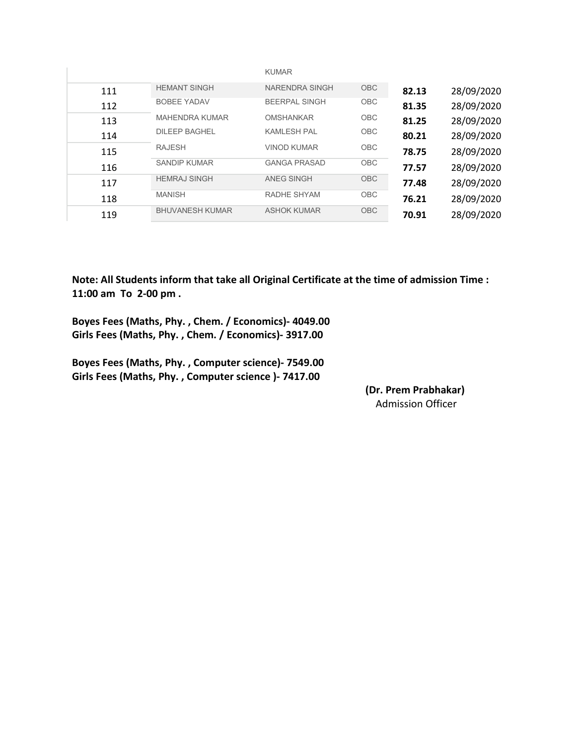| | | | | | |
|---|---|---|---|---|---|
| | | KUMAR | | | |
| 111 | HEMANT SINGH | NARENDRA SINGH | OBC | **82.13** | 28/09/2020 |
| 112 | BOBEE YADAV | BEERPAL SINGH | OBC | **81.35** | 28/09/2020 |
| 113 | MAHENDRA KUMAR | OMSHANKAR | OBC | **81.25** | 28/09/2020 |
| 114 | DILEEP BAGHEL | KAMLESH PAL | OBC | **80.21** | 28/09/2020 |
| 115 | RAJESH | VINOD KUMAR | OBC | **78.75** | 28/09/2020 |
| 116 | SANDIP KUMAR | GANGA PRASAD | OBC | **77.57** | 28/09/2020 |
| 117 | HEMRAJ SINGH | ANEG SINGH | OBC | **77.48** | 28/09/2020 |
| 118 | MANISH | RADHE SHYAM | OBC | **76.21** | 28/09/2020 |
| 119 | BHUVANESH KUMAR | ASHOK KUMAR | OBC | **70.91** | 28/09/2020 |

**Note: All Students inform that take all Original Certificate at the time of admission Time : 11:00 am To 2-00 pm .**

**Boyes Fees (Maths, Phy. , Chem. / Economics)- 4049.00**
**Girls Fees (Maths, Phy. , Chem. / Economics)- 3917.00**

**Boyes Fees (Maths, Phy. , Computer science)- 7549.00**
**Girls Fees (Maths, Phy. , Computer science )- 7417.00**

**(Dr. Prem Prabhakar)**
Admission Officer